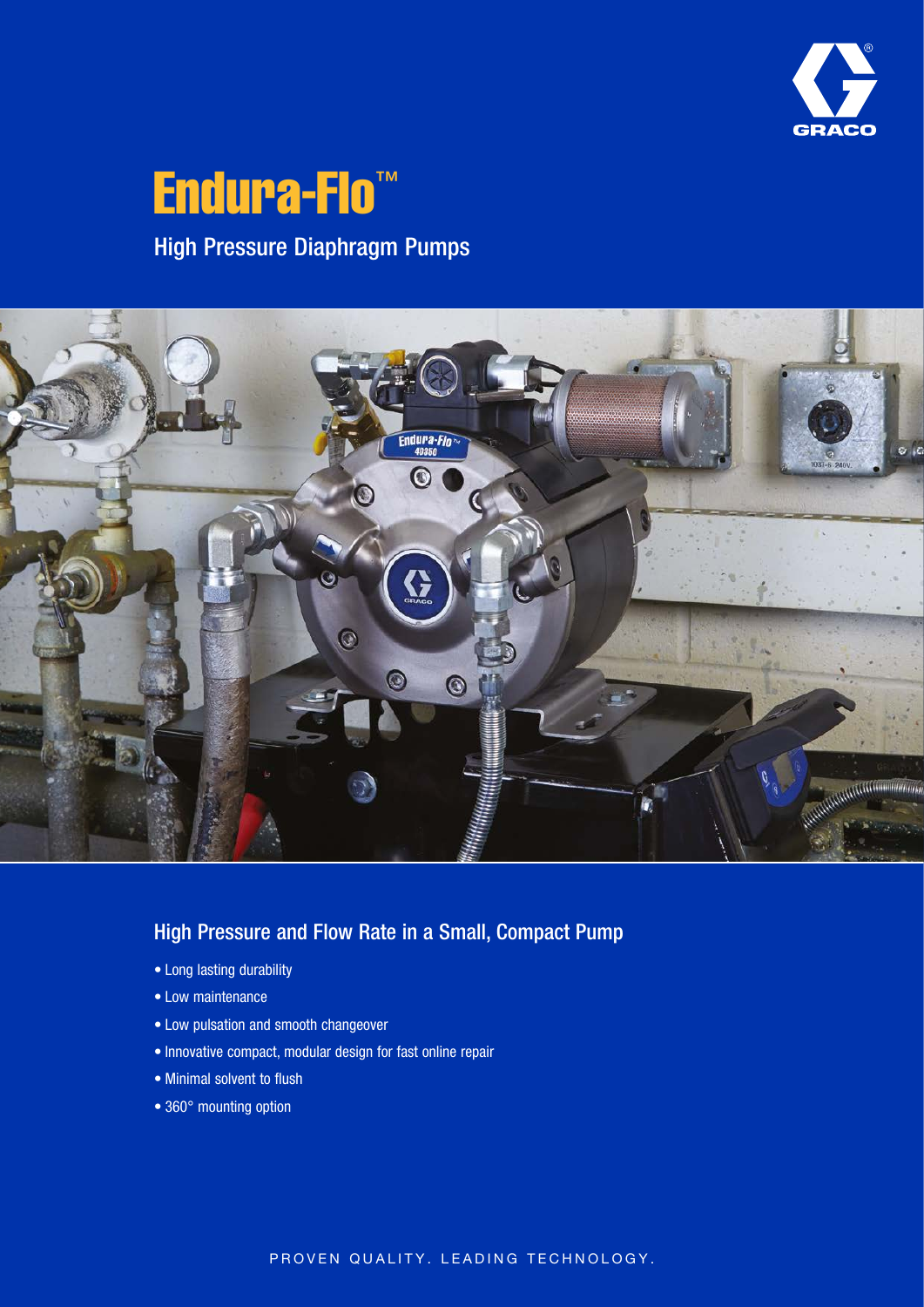# Endura-Flo™

## High Pressure Diaphragm Pumps

### High Pressure and Flow Rate in a Small, Compact Pump

- Long lasting durability
- Low maintenance
- Low pulsation and smooth changeover
- Innovative compact, modular design for fast online repair
- Minimal solvent to flush
- 360° mounting option

PROVEN QUALITY. LEADING TECHNOLOGY.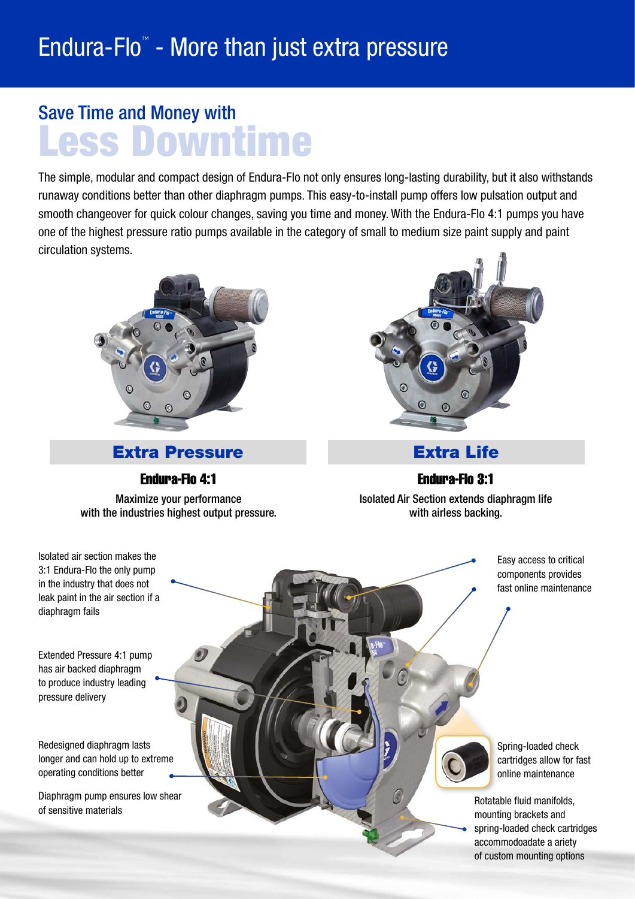# Endura-Flo™ - More than just extra pressure

## Save Time and Money with Less Downtime

The simple, modular and compact design of Endura-Flo not only ensures long-lasting durability, but it also withstands runaway conditions better than other diaphragm pumps. This easy-to-install pump offers low pulsation output and smooth changeover for quick colour changes, saving you time and money. With the Endura-Flo 4:1 pumps you have one of the highest pressure ratio pumps available in the category of small to medium size paint supply and paint circulation systems.

### Extra Pressure

**Endura-Flo 4:1**

Maximize your performance with the industries highest output pressure.

### Extra Life

**Endura-Flo 3:1**

Isolated Air Section extends diaphragm life with airless backing.

Isolated air section makes the 3:1 Endura-Flo the only pump in the industry that does not leak paint in the air section if a diaphragm fails

Extended Pressure 4:1 pump has air backed diaphragm to produce industry leading pressure delivery

Redesigned diaphragm lasts longer and can hold up to extreme operating conditions better

Diaphragm pump ensures low shear of sensitive materials

Easy access to critical components provides fast online maintenance

Spring-loaded check cartridges allow for fast online maintenance

Rotatable fluid manifolds, mounting brackets and spring-loaded check cartridges accommodoadate a ariety of custom mounting options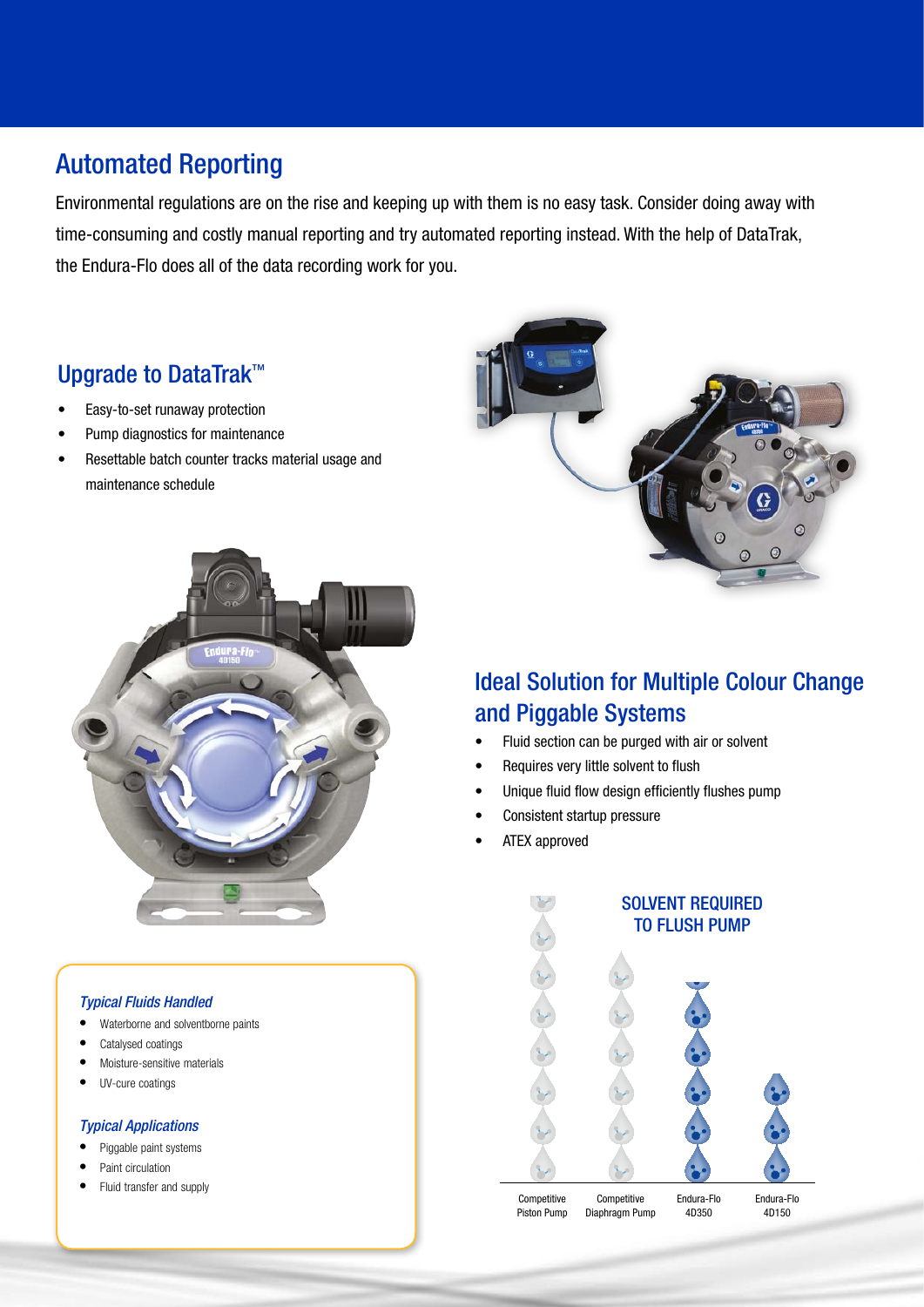## Automated Reporting

Environmental regulations are on the rise and keeping up with them is no easy task. Consider doing away with time-consuming and costly manual reporting and try automated reporting instead. With the help of DataTrak, the Endura-Flo does all of the data recording work for you.

### Upgrade to DataTrak™

- Easy-to-set runaway protection
- Pump diagnostics for maintenance
- Resettable batch counter tracks material usage and maintenance schedule

### Ideal Solution for Multiple Colour Change and Piggable Systems

- Fluid section can be purged with air or solvent
- Requires very little solvent to flush
- Unique fluid flow design efficiently flushes pump
- Consistent startup pressure
- ATEX approved

**SOLVENT REQUIRED TO FLUSH PUMP**

Competitive Piston Pump | Competitive Diaphragm Pump | Endura-Flo 4D350 | Endura-Flo 4D150

*Typical Fluids Handled*

- Waterborne and solventborne paints
- Catalysed coatings
- Moisture-sensitive materials
- UV-cure coatings

*Typical Applications*

- Piggable paint systems
- Paint circulation
- Fluid transfer and supply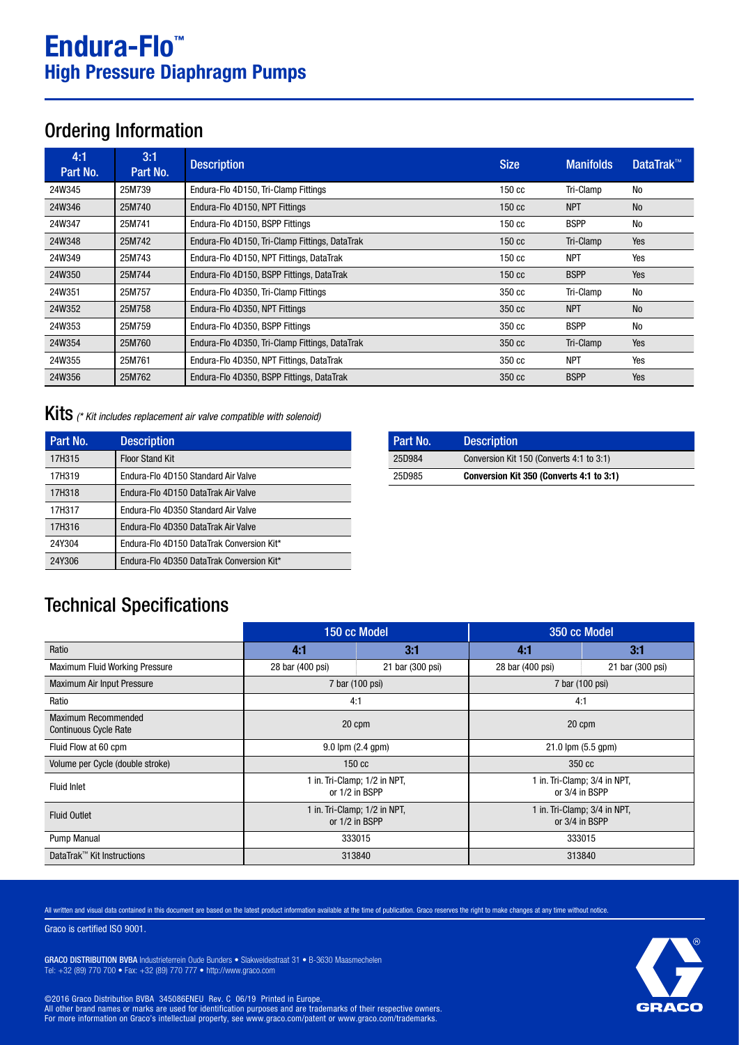# Endura-Flo™
## High Pressure Diaphragm Pumps

## Ordering Information

| 4:1 Part No. | 3:1 Part No. | Description | Size | Manifolds | DataTrak™ |
|---|---|---|---|---|---|
| 24W345 | 25M739 | Endura-Flo 4D150, Tri-Clamp Fittings | 150 cc | Tri-Clamp | No |
| 24W346 | 25M740 | Endura-Flo 4D150, NPT Fittings | 150 cc | NPT | No |
| 24W347 | 25M741 | Endura-Flo 4D150, BSPP Fittings | 150 cc | BSPP | No |
| 24W348 | 25M742 | Endura-Flo 4D150, Tri-Clamp Fittings, DataTrak | 150 cc | Tri-Clamp | Yes |
| 24W349 | 25M743 | Endura-Flo 4D150, NPT Fittings, DataTrak | 150 cc | NPT | Yes |
| 24W350 | 25M744 | Endura-Flo 4D150, BSPP Fittings, DataTrak | 150 cc | BSPP | Yes |
| 24W351 | 25M757 | Endura-Flo 4D350, Tri-Clamp Fittings | 350 cc | Tri-Clamp | No |
| 24W352 | 25M758 | Endura-Flo 4D350, NPT Fittings | 350 cc | NPT | No |
| 24W353 | 25M759 | Endura-Flo 4D350, BSPP Fittings | 350 cc | BSPP | No |
| 24W354 | 25M760 | Endura-Flo 4D350, Tri-Clamp Fittings, DataTrak | 350 cc | Tri-Clamp | Yes |
| 24W355 | 25M761 | Endura-Flo 4D350, NPT Fittings, DataTrak | 350 cc | NPT | Yes |
| 24W356 | 25M762 | Endura-Flo 4D350, BSPP Fittings, DataTrak | 350 cc | BSPP | Yes |

## Kits *(\* Kit includes replacement air valve compatible with solenoid)*

| Part No. | Description |
|---|---|
| 17H315 | Floor Stand Kit |
| 17H319 | Endura-Flo 4D150 Standard Air Valve |
| 17H318 | Endura-Flo 4D150 DataTrak Air Valve |
| 17H317 | Endura-Flo 4D350 Standard Air Valve |
| 17H316 | Endura-Flo 4D350 DataTrak Air Valve |
| 24Y304 | Endura-Flo 4D150 DataTrak Conversion Kit* |
| 24Y306 | Endura-Flo 4D350 DataTrak Conversion Kit* |

| Part No. | Description |
|---|---|
| 25D984 | Conversion Kit 150 (Converts 4:1 to 3:1) |
| 25D985 | **Conversion Kit 350 (Converts 4:1 to 3:1)** |

## Technical Specifications

| | 150 cc Model | | 350 cc Model | |
|---|---|---|---|---|
| Ratio | 4:1 | 3:1 | 4:1 | 3:1 |
| Maximum Fluid Working Pressure | 28 bar (400 psi) | 21 bar (300 psi) | 28 bar (400 psi) | 21 bar (300 psi) |
| Maximum Air Input Pressure | 7 bar (100 psi) | | 7 bar (100 psi) | |
| Ratio | 4:1 | | 4:1 | |
| Maximum Recommended Continuous Cycle Rate | 20 cpm | | 20 cpm | |
| Fluid Flow at 60 cpm | 9.0 lpm (2.4 gpm) | | 21.0 lpm (5.5 gpm) | |
| Volume per Cycle (double stroke) | 150 cc | | 350 cc | |
| Fluid Inlet | 1 in. Tri-Clamp; 1/2 in NPT, or 1/2 in BSPP | | 1 in. Tri-Clamp; 3/4 in NPT, or 3/4 in BSPP | |
| Fluid Outlet | 1 in. Tri-Clamp; 1/2 in NPT, or 1/2 in BSPP | | 1 in. Tri-Clamp; 3/4 in NPT, or 3/4 in BSPP | |
| Pump Manual | 333015 | | 333015 | |
| DataTrak™ Kit Instructions | 313840 | | 313840 | |

All written and visual data contained in this document are based on the latest product information available at the time of publication. Graco reserves the right to make changes at any time without notice.

Graco is certified ISO 9001.

**GRACO DISTRIBUTION BVBA** Industrieterrein Oude Bunders • Slakweidestraat 31 • B-3630 Maasmechelen
Tel: +32 (89) 770 700 • Fax: +32 (89) 770 777 • http://www.graco.com

©2016 Graco Distribution BVBA 345086ENEU Rev. C 06/19 Printed in Europe.
All other brand names or marks are used for identification purposes and are trademarks of their respective owners.
For more information on Graco's intellectual property, see www.graco.com/patent or www.graco.com/trademarks.